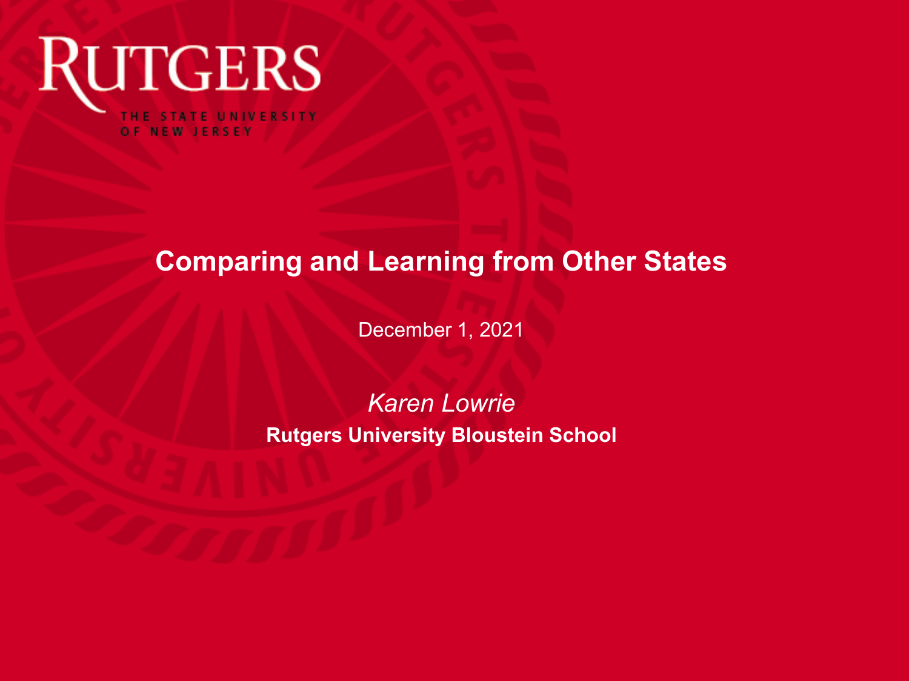RUTGERS

THE STATE UNIVERSITY OF NEW JERSEY

# Comparing and Learning from Other States

December 1, 2021

*Karen Lowrie*

**Rutgers University Bloustein School**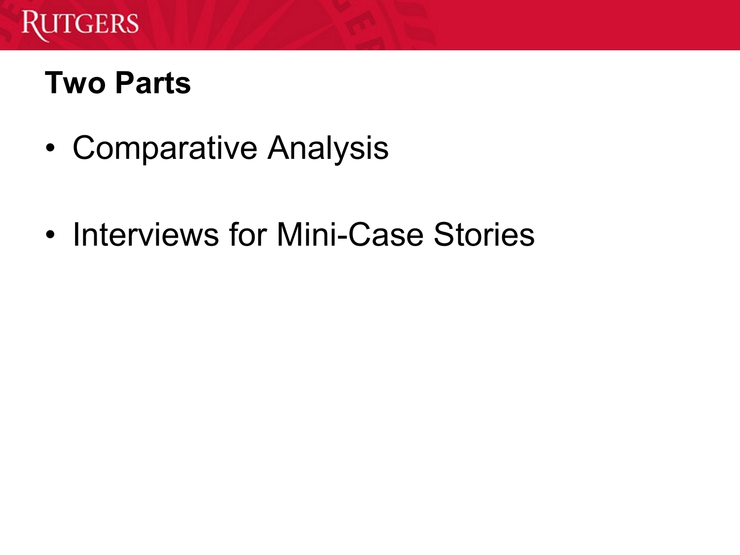## Two Parts

- Comparative Analysis
- Interviews for Mini-Case Stories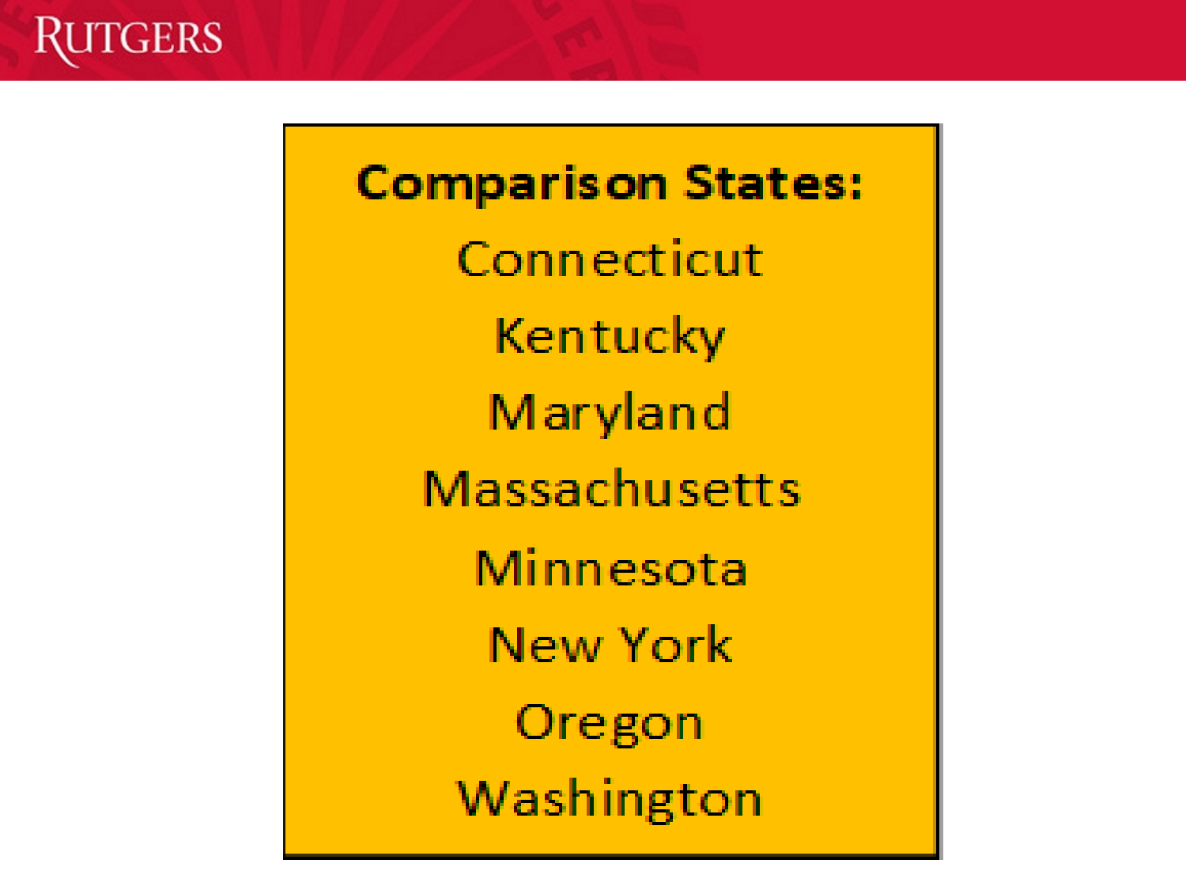**Comparison States:**

Connecticut

Kentucky

Maryland

Massachusetts

Minnesota

New York

Oregon

Washington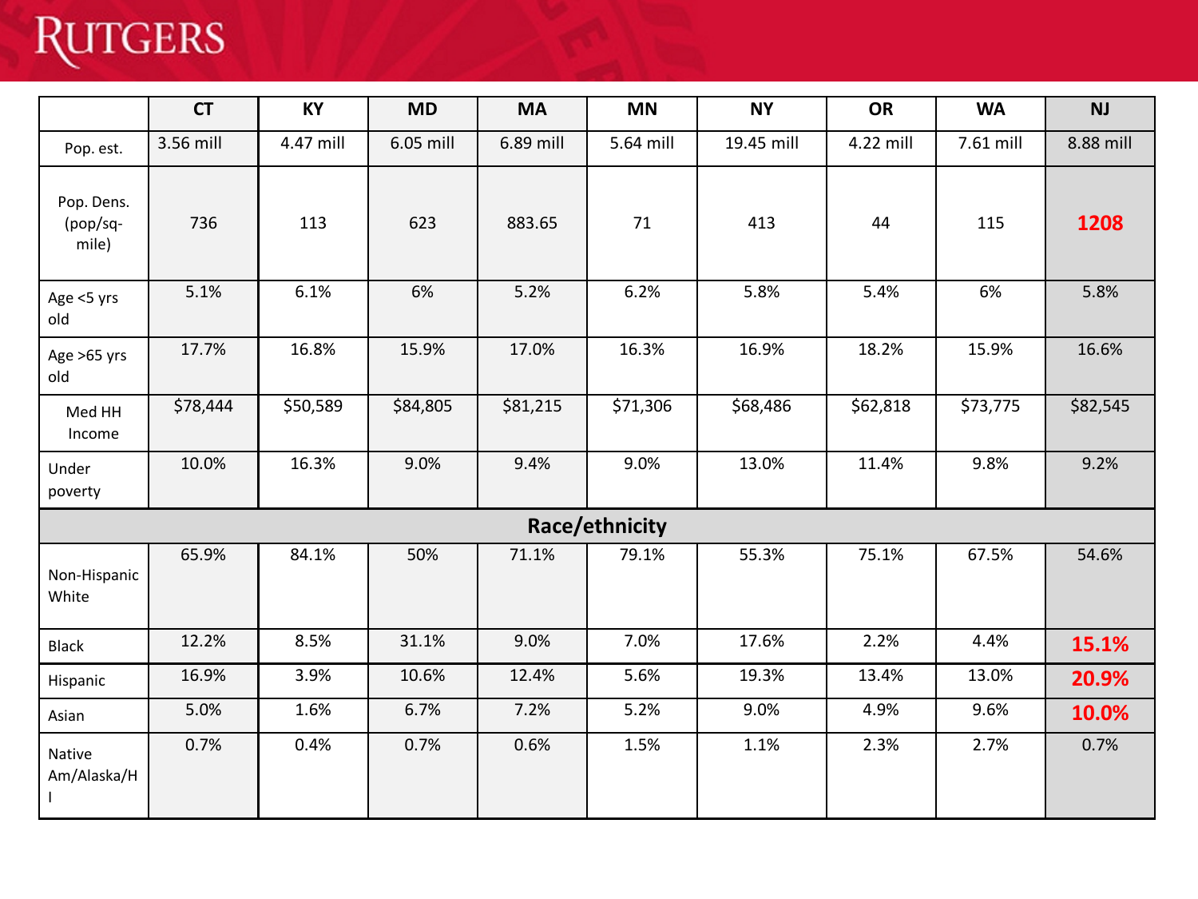| | CT | KY | MD | MA | MN | NY | OR | WA | NJ |
|---|---|---|---|---|---|---|---|---|---|
| Pop. est. | 3.56 mill | 4.47 mill | 6.05 mill | 6.89 mill | 5.64 mill | 19.45 mill | 4.22 mill | 7.61 mill | 8.88 mill |
| Pop. Dens. (pop/sq-mile) | 736 | 113 | 623 | 883.65 | 71 | 413 | 44 | 115 | **1208** |
| Age <5 yrs old | 5.1% | 6.1% | 6% | 5.2% | 6.2% | 5.8% | 5.4% | 6% | 5.8% |
| Age >65 yrs old | 17.7% | 16.8% | 15.9% | 17.0% | 16.3% | 16.9% | 18.2% | 15.9% | 16.6% |
| Med HH Income | $78,444 | $50,589 | $84,805 | $81,215 | $71,306 | $68,486 | $62,818 | $73,775 | $82,545 |
| Under poverty | 10.0% | 16.3% | 9.0% | 9.4% | 9.0% | 13.0% | 11.4% | 9.8% | 9.2% |
| **Race/ethnicity** | | | | | | | | | |
| Non-Hispanic White | 65.9% | 84.1% | 50% | 71.1% | 79.1% | 55.3% | 75.1% | 67.5% | 54.6% |
| Black | 12.2% | 8.5% | 31.1% | 9.0% | 7.0% | 17.6% | 2.2% | 4.4% | **15.1%** |
| Hispanic | 16.9% | 3.9% | 10.6% | 12.4% | 5.6% | 19.3% | 13.4% | 13.0% | **20.9%** |
| Asian | 5.0% | 1.6% | 6.7% | 7.2% | 5.2% | 9.0% | 4.9% | 9.6% | **10.0%** |
| Native Am/Alaska/HI | 0.7% | 0.4% | 0.7% | 0.6% | 1.5% | 1.1% | 2.3% | 2.7% | 0.7% |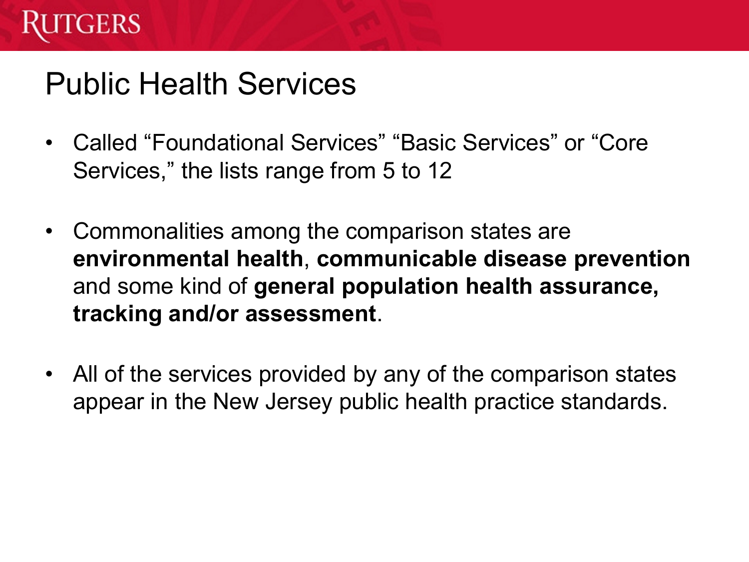# Public Health Services

- Called “Foundational Services” “Basic Services” or “Core Services,” the lists range from 5 to 12

- Commonalities among the comparison states are **environmental health**, **communicable disease prevention** and some kind of **general population health assurance, tracking and/or assessment**.

- All of the services provided by any of the comparison states appear in the New Jersey public health practice standards.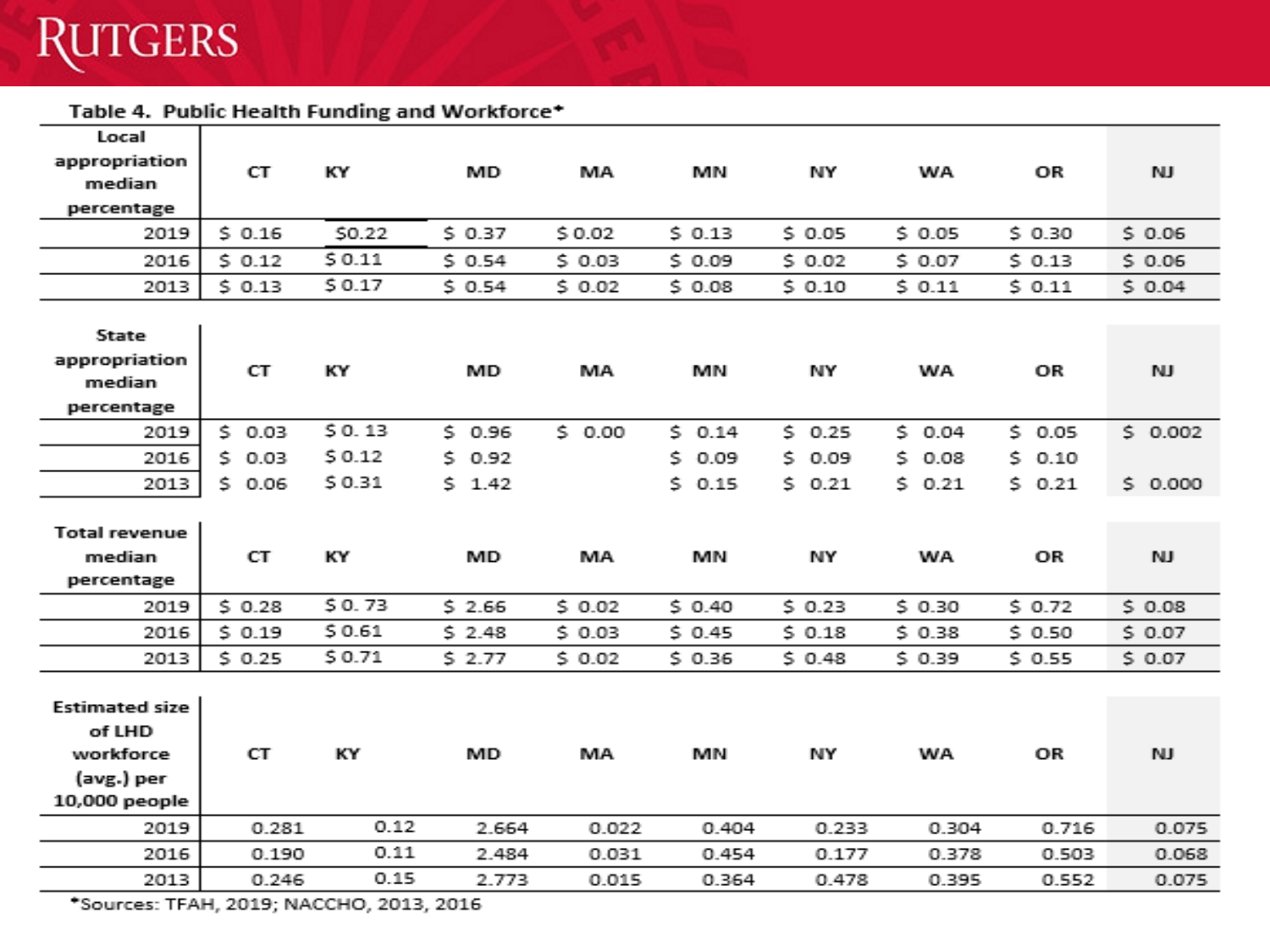RUTGERS

**Table 4. Public Health Funding and Workforce***

| Local appropriation median percentage | CT | KY | MD | MA | MN | NY | WA | OR | NJ |
|---|---|---|---|---|---|---|---|---|---|
| 2019 | $ 0.16 | $0.22 | $ 0.37 | $ 0.02 | $ 0.13 | $ 0.05 | $ 0.05 | $ 0.30 | $ 0.06 |
| 2016 | $ 0.12 | $ 0.11 | $ 0.54 | $ 0.03 | $ 0.09 | $ 0.02 | $ 0.07 | $ 0.13 | $ 0.06 |
| 2013 | $ 0.13 | $ 0.17 | $ 0.54 | $ 0.02 | $ 0.08 | $ 0.10 | $ 0.11 | $ 0.11 | $ 0.04 |

| State appropriation median percentage | CT | KY | MD | MA | MN | NY | WA | OR | NJ |
|---|---|---|---|---|---|---|---|---|---|
| 2019 | $ 0.03 | $ 0. 13 | $ 0.96 | $ 0.00 | $ 0.14 | $ 0.25 | $ 0.04 | $ 0.05 | $ 0.002 |
| 2016 | $ 0.03 | $ 0.12 | $ 0.92 | | $ 0.09 | $ 0.09 | $ 0.08 | $ 0.10 | |
| 2013 | $ 0.06 | $ 0.31 | $ 1.42 | | $ 0.15 | $ 0.21 | $ 0.21 | $ 0.21 | $ 0.000 |

| Total revenue median percentage | CT | KY | MD | MA | MN | NY | WA | OR | NJ |
|---|---|---|---|---|---|---|---|---|---|
| 2019 | $ 0.28 | $ 0. 73 | $ 2.66 | $ 0.02 | $ 0.40 | $ 0.23 | $ 0.30 | $ 0.72 | $ 0.08 |
| 2016 | $ 0.19 | $ 0.61 | $ 2.48 | $ 0.03 | $ 0.45 | $ 0.18 | $ 0.38 | $ 0.50 | $ 0.07 |
| 2013 | $ 0.25 | $ 0.71 | $ 2.77 | $ 0.02 | $ 0.36 | $ 0.48 | $ 0.39 | $ 0.55 | $ 0.07 |

| Estimated size of LHD workforce (avg.) per 10,000 people | CT | KY | MD | MA | MN | NY | WA | OR | NJ |
|---|---|---|---|---|---|---|---|---|---|
| 2019 | 0.281 | 0.12 | 2.664 | 0.022 | 0.404 | 0.233 | 0.304 | 0.716 | 0.075 |
| 2016 | 0.190 | 0.11 | 2.484 | 0.031 | 0.454 | 0.177 | 0.378 | 0.503 | 0.068 |
| 2013 | 0.246 | 0.15 | 2.773 | 0.015 | 0.364 | 0.478 | 0.395 | 0.552 | 0.075 |

*Sources: TFAH, 2019; NACCHO, 2013, 2016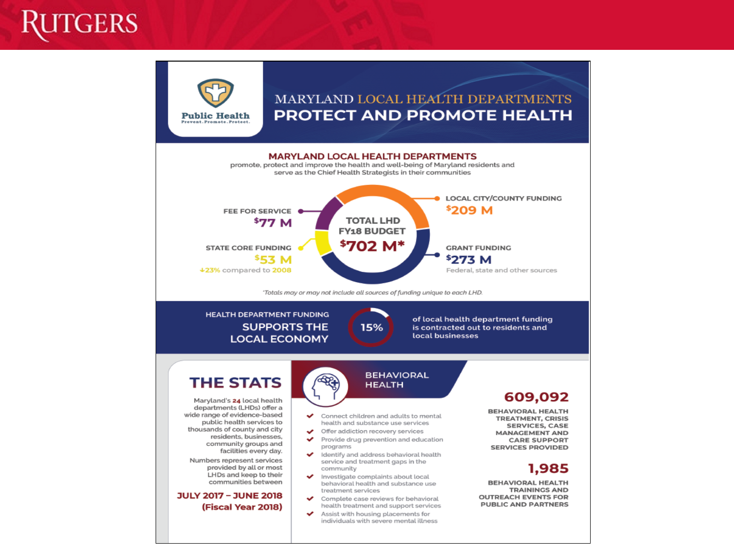# MARYLAND LOCAL HEALTH DEPARTMENTS PROTECT AND PROMOTE HEALTH

Public Health
Prevent. Promote. Protect.

## MARYLAND LOCAL HEALTH DEPARTMENTS

promote, protect and improve the health and well-being of Maryland residents and serve as the Chief Health Strategists in their communities

**TOTAL LHD FY18 BUDGET $702 M***

- **LOCAL CITY/COUNTY FUNDING** $209 M
- **GRANT FUNDING** $273 M — Federal, state and other sources
- **STATE CORE FUNDING** $53 M — ↓23% compared to 2008
- **FEE FOR SERVICE** $77 M

*Totals may or may not include all sources of funding unique to each LHD.*

## HEALTH DEPARTMENT FUNDING SUPPORTS THE LOCAL ECONOMY

**15%** of local health department funding is contracted out to residents and local businesses

## THE STATS

Maryland's **24** local health departments (LHDs) offer a wide range of evidence-based public health services to thousands of county and city residents, businesses, community groups and facilities every day.

Numbers represent services provided by all or most LHDs and keep to their communities between

**JULY 2017 – JUNE 2018 (Fiscal Year 2018)**

## BEHAVIORAL HEALTH

- Connect children and adults to mental health and substance use services
- Offer addiction recovery services
- Provide drug prevention and education programs
- Identify and address behavioral health service and treatment gaps in the community
- Investigate complaints about local behavioral health and substance use treatment services
- Complete case reviews for behavioral health treatment and support services
- Assist with housing placements for individuals with severe mental illness

**609,092**
BEHAVIORAL HEALTH TREATMENT, CRISIS SERVICES, CASE MANAGEMENT AND CARE SUPPORT SERVICES PROVIDED

**1,985**
BEHAVIORAL HEALTH TRAININGS AND OUTREACH EVENTS FOR PUBLIC AND PARTNERS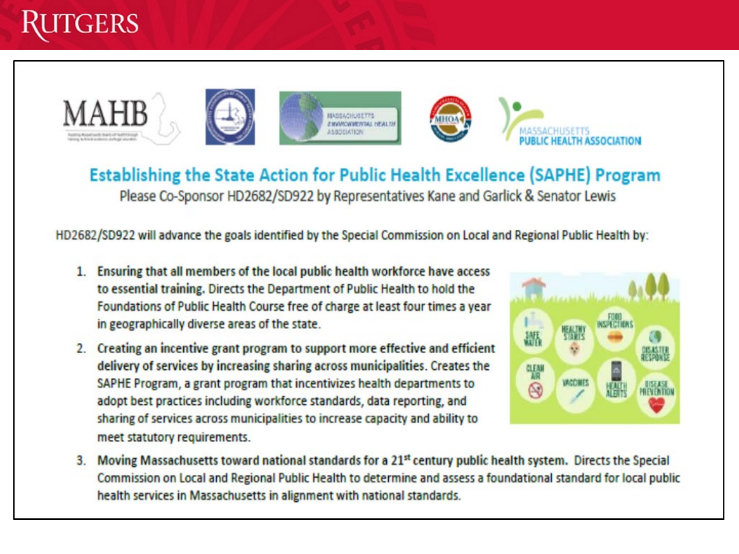## Establishing the State Action for Public Health Excellence (SAPHE) Program

Please Co-Sponsor HD2682/SD922 by Representatives Kane and Garlick & Senator Lewis

HD2682/SD922 will advance the goals identified by the Special Commission on Local and Regional Public Health by:

1. **Ensuring that all members of the local public health workforce have access to essential training.** Directs the Department of Public Health to hold the Foundations of Public Health Course free of charge at least four times a year in geographically diverse areas of the state.
2. **Creating an incentive grant program to support more effective and efficient delivery of services by increasing sharing across municipalities.** Creates the SAPHE Program, a grant program that incentivizes health departments to adopt best practices including workforce standards, data reporting, and sharing of services across municipalities to increase capacity and ability to meet statutory requirements.
3. **Moving Massachusetts toward national standards for a 21st century public health system.** Directs the Special Commission on Local and Regional Public Health to determine and assess a foundational standard for local public health services in Massachusetts in alignment with national standards.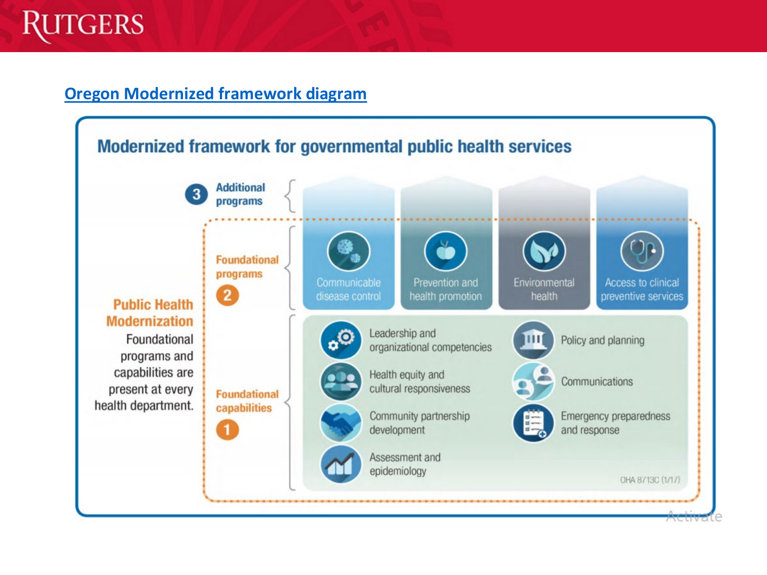## Oregon Modernized framework diagram

### Modernized framework for governmental public health services

**3 Additional programs**

**Public Health Modernization**

Foundational programs and capabilities are present at every health department.

**Foundational programs 2**

- Communicable disease control
- Prevention and health promotion
- Environmental health
- Access to clinical preventive services

**Foundational capabilities 1**

- Leadership and organizational competencies
- Health equity and cultural responsiveness
- Community partnership development
- Assessment and epidemiology
- Policy and planning
- Communications
- Emergency preparedness and response

OHA 8713C (1/17)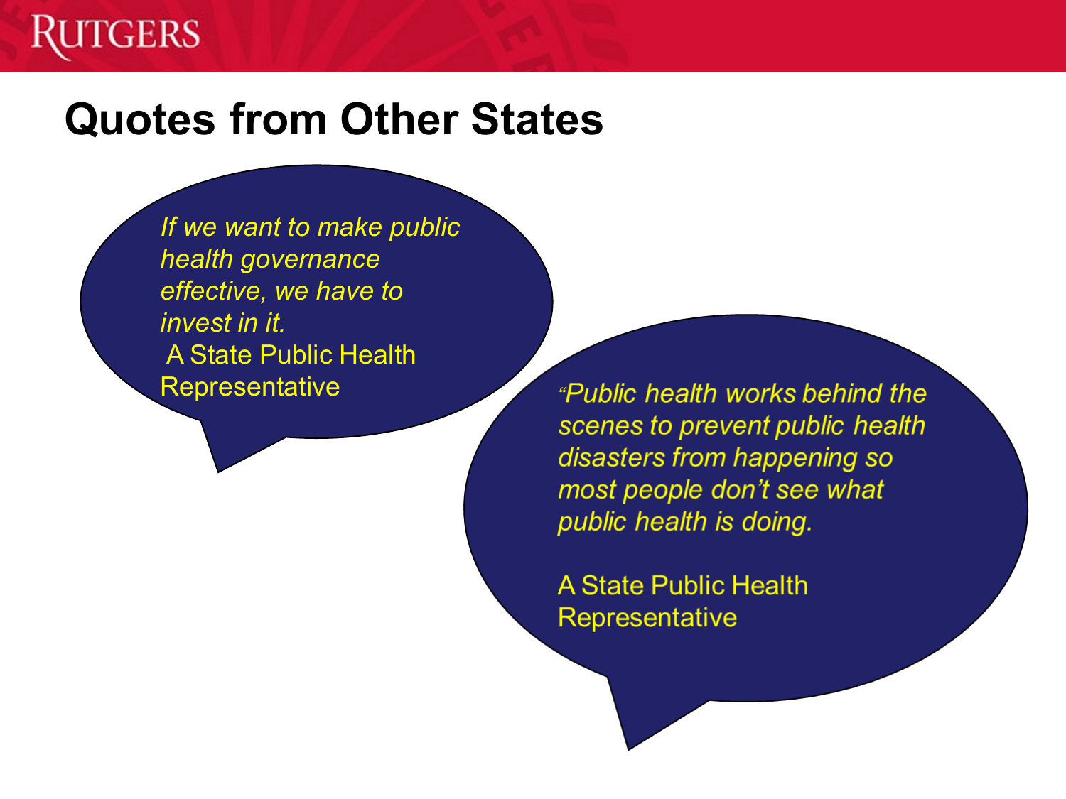# Quotes from Other States

*If we want to make public health governance effective, we have to invest in it.*

A State Public Health Representative

*"Public health works behind the scenes to prevent public health disasters from happening so most people don't see what public health is doing.*

A State Public Health Representative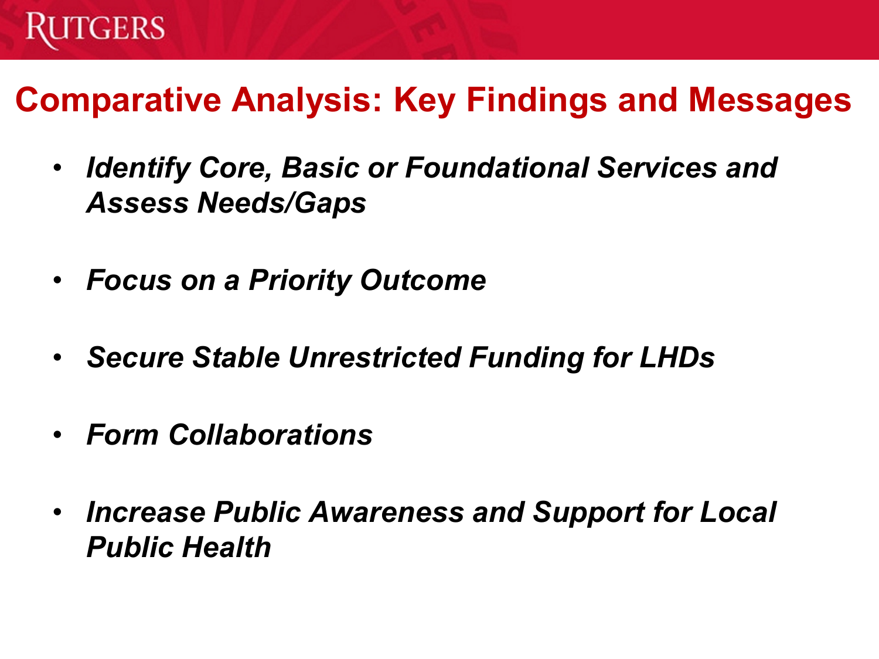# Comparative Analysis: Key Findings and Messages

- *Identify Core, Basic or Foundational Services and Assess Needs/Gaps*
- *Focus on a Priority Outcome*
- *Secure Stable Unrestricted Funding for LHDs*
- *Form Collaborations*
- *Increase Public Awareness and Support for Local Public Health*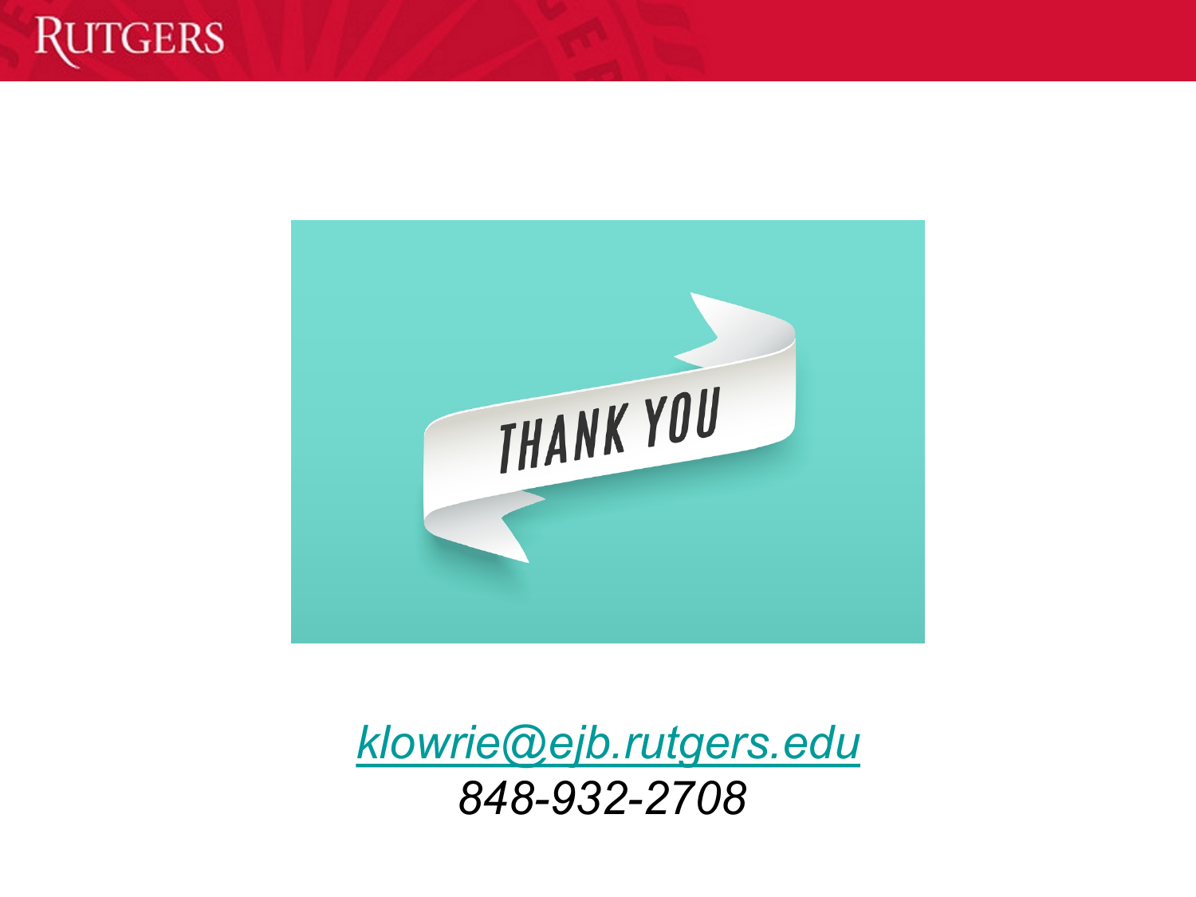THANK YOU

*klowrie@ejb.rutgers.edu*

*848-932-2708*